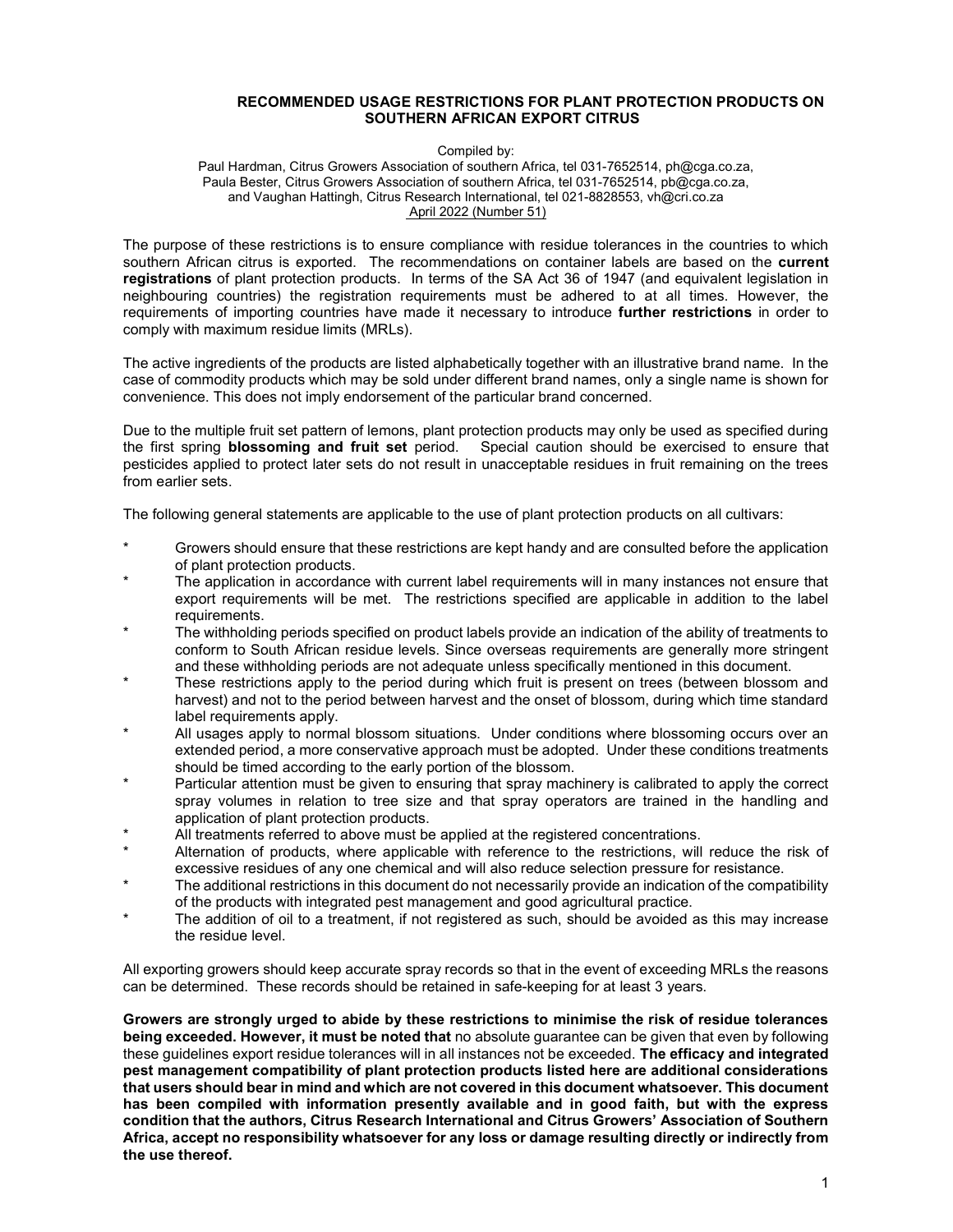# RECOMMENDED USAGE RESTRICTIONS FOR PLANT PROTECTION PRODUCTS ON SOUTHERN AFRICAN EXPORT CITRUS

Compiled by:
Paul Hardman, Citrus Growers Association of southern Africa, tel 031-7652514, ph@cga.co.za,
Paula Bester, Citrus Growers Association of southern Africa, tel 031-7652514, pb@cga.co.za,
and Vaughan Hattingh, Citrus Research International, tel 021-8828553, vh@cri.co.za
April 2022 (Number 51)

The purpose of these restrictions is to ensure compliance with residue tolerances in the countries to which southern African citrus is exported. The recommendations on container labels are based on the **current registrations** of plant protection products. In terms of the SA Act 36 of 1947 (and equivalent legislation in neighbouring countries) the registration requirements must be adhered to at all times. However, the requirements of importing countries have made it necessary to introduce **further restrictions** in order to comply with maximum residue limits (MRLs).

The active ingredients of the products are listed alphabetically together with an illustrative brand name. In the case of commodity products which may be sold under different brand names, only a single name is shown for convenience. This does not imply endorsement of the particular brand concerned.

Due to the multiple fruit set pattern of lemons, plant protection products may only be used as specified during the first spring **blossoming and fruit set** period. Special caution should be exercised to ensure that pesticides applied to protect later sets do not result in unacceptable residues in fruit remaining on the trees from earlier sets.

The following general statements are applicable to the use of plant protection products on all cultivars:

- Growers should ensure that these restrictions are kept handy and are consulted before the application of plant protection products.
- The application in accordance with current label requirements will in many instances not ensure that export requirements will be met. The restrictions specified are applicable in addition to the label requirements.
- The withholding periods specified on product labels provide an indication of the ability of treatments to conform to South African residue levels. Since overseas requirements are generally more stringent and these withholding periods are not adequate unless specifically mentioned in this document.
- These restrictions apply to the period during which fruit is present on trees (between blossom and harvest) and not to the period between harvest and the onset of blossom, during which time standard label requirements apply.
- All usages apply to normal blossom situations. Under conditions where blossoming occurs over an extended period, a more conservative approach must be adopted. Under these conditions treatments should be timed according to the early portion of the blossom.
- Particular attention must be given to ensuring that spray machinery is calibrated to apply the correct spray volumes in relation to tree size and that spray operators are trained in the handling and application of plant protection products.
- All treatments referred to above must be applied at the registered concentrations.
- Alternation of products, where applicable with reference to the restrictions, will reduce the risk of excessive residues of any one chemical and will also reduce selection pressure for resistance.
- The additional restrictions in this document do not necessarily provide an indication of the compatibility of the products with integrated pest management and good agricultural practice.
- The addition of oil to a treatment, if not registered as such, should be avoided as this may increase the residue level.

All exporting growers should keep accurate spray records so that in the event of exceeding MRLs the reasons can be determined. These records should be retained in safe-keeping for at least 3 years.

**Growers are strongly urged to abide by these restrictions to minimise the risk of residue tolerances being exceeded. However, it must be noted that** no absolute guarantee can be given that even by following these guidelines export residue tolerances will in all instances not be exceeded. **The efficacy and integrated pest management compatibility of plant protection products listed here are additional considerations that users should bear in mind and which are not covered in this document whatsoever. This document has been compiled with information presently available and in good faith, but with the express condition that the authors, Citrus Research International and Citrus Growers' Association of Southern Africa, accept no responsibility whatsoever for any loss or damage resulting directly or indirectly from the use thereof.**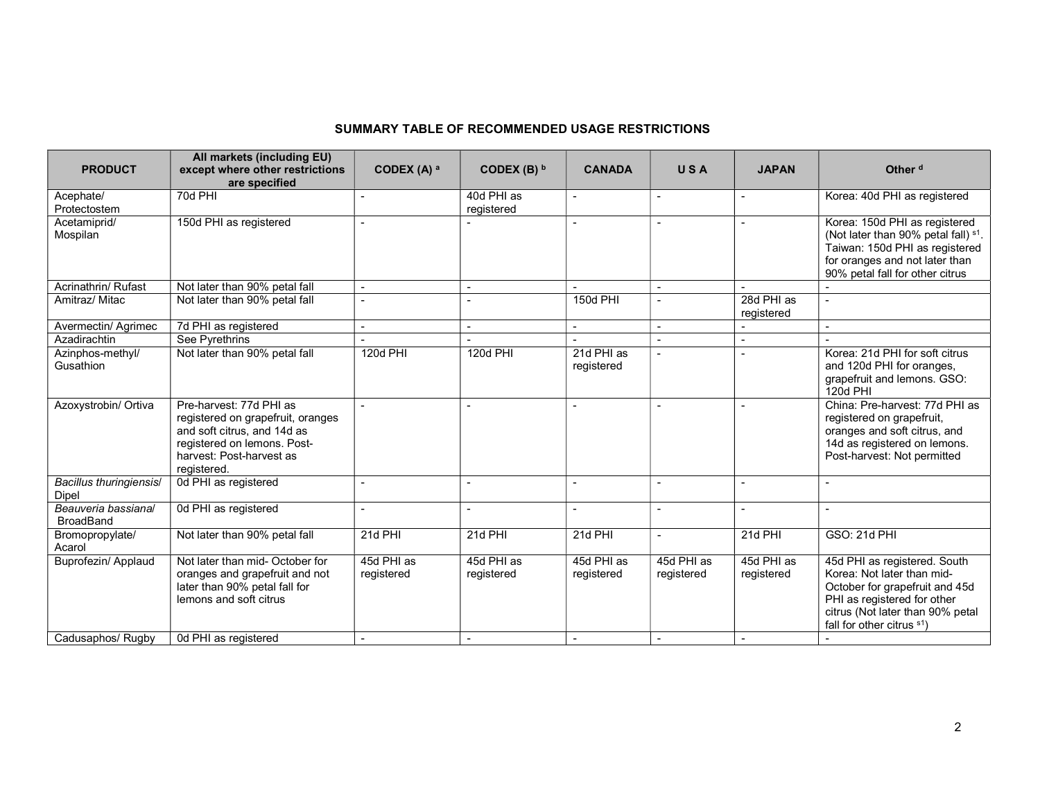## SUMMARY TABLE OF RECOMMENDED USAGE RESTRICTIONS

| PRODUCT | All markets (including EU) except where other restrictions are specified | CODEX (A) [a] | CODEX (B) [b] | CANADA | U S A | JAPAN | Other [d] |
|---|---|---|---|---|---|---|---|
| Acephate/ Protectostem | 70d PHI | - | 40d PHI as registered | - | - | - | Korea: 40d PHI as registered |
| Acetamiprid/ Mospilan | 150d PHI as registered | - | - | - | - | - | Korea: 150d PHI as registered (Not later than 90% petal fall) [s1]. Taiwan: 150d PHI as registered for oranges and not later than 90% petal fall for other citrus |
| Acrinathrin/ Rufast | Not later than 90% petal fall | - | - | - | - | - | - |
| Amitraz/ Mitac | Not later than 90% petal fall | - | - | 150d PHI | - | 28d PHI as registered | - |
| Avermectin/ Agrimec | 7d PHI as registered | - | - | - | - | - | - |
| Azadirachtin | See Pyrethrins | - | - | - | - | - | - |
| Azinphos-methyl/ Gusathion | Not later than 90% petal fall | 120d PHI | 120d PHI | 21d PHI as registered | - | - | Korea: 21d PHI for soft citrus and 120d PHI for oranges, grapefruit and lemons. GSO: 120d PHI |
| Azoxystrobin/ Ortiva | Pre-harvest: 77d PHI as registered on grapefruit, oranges and soft citrus, and 14d as registered on lemons. Post-harvest: Post-harvest as registered. | - | - | - | - | - | China: Pre-harvest: 77d PHI as registered on grapefruit, oranges and soft citrus, and 14d as registered on lemons. Post-harvest: Not permitted |
| *Bacillus thuringiensis*/ Dipel | 0d PHI as registered | - | - | - | - | - | - |
| *Beauveria bassiana*/ BroadBand | 0d PHI as registered | - | - | - | - | - | - |
| Bromopropylate/ Acarol | Not later than 90% petal fall | 21d PHI | 21d PHI | 21d PHI | - | 21d PHI | GSO: 21d PHI |
| Buprofezin/ Applaud | Not later than mid- October for oranges and grapefruit and not later than 90% petal fall for lemons and soft citrus | 45d PHI as registered | 45d PHI as registered | 45d PHI as registered | 45d PHI as registered | 45d PHI as registered | 45d PHI as registered. South Korea: Not later than mid-October for grapefruit and 45d PHI as registered for other citrus (Not later than 90% petal fall for other citrus [s1]) |
| Cadusaphos/ Rugby | 0d PHI as registered | - | - | - | - | - | - |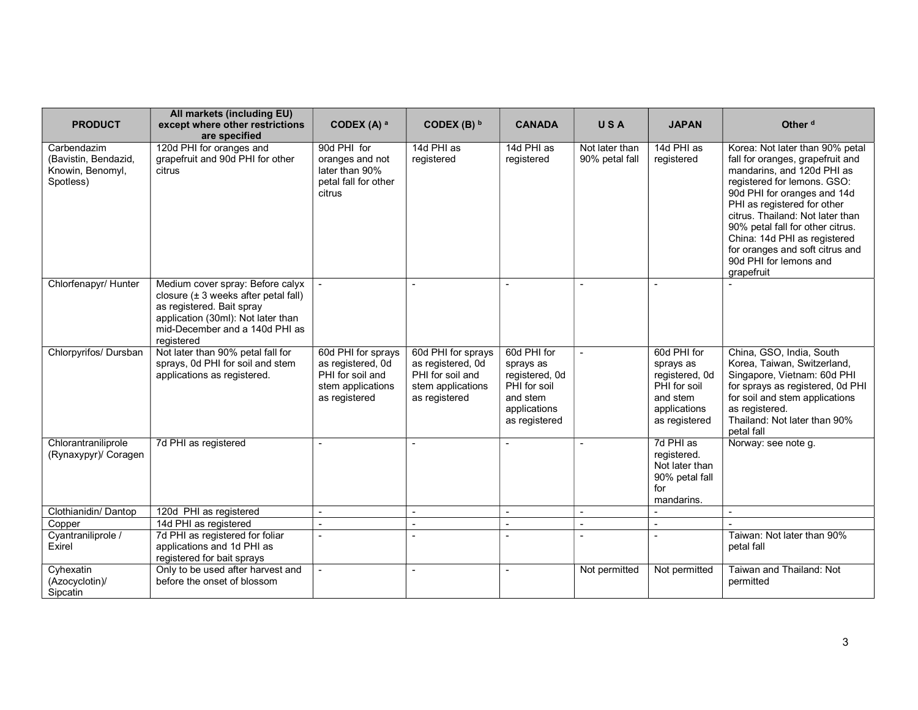| PRODUCT | All markets (including EU) except where other restrictions are specified | CODEX (A) [a] | CODEX (B) [b] | CANADA | U S A | JAPAN | Other [d] |
|---|---|---|---|---|---|---|---|
| Carbendazim (Bavistin, Bendazid, Knowin, Benomyl, Spotless) | 120d PHI for oranges and grapefruit and 90d PHI for other citrus | 90d PHI for oranges and not later than 90% petal fall for other citrus | 14d PHI as registered | 14d PHI as registered | Not later than 90% petal fall | 14d PHI as registered | Korea: Not later than 90% petal fall for oranges, grapefruit and mandarins, and 120d PHI as registered for lemons. GSO: 90d PHI for oranges and 14d PHI as registered for other citrus. Thailand: Not later than 90% petal fall for other citrus. China: 14d PHI as registered for oranges and soft citrus and 90d PHI for lemons and grapefruit |
| Chlorfenapyr/ Hunter | Medium cover spray: Before calyx closure (± 3 weeks after petal fall) as registered. Bait spray application (30ml): Not later than mid-December and a 140d PHI as registered | - | - | - | - | - | - |
| Chlorpyrifos/ Dursban | Not later than 90% petal fall for sprays, 0d PHI for soil and stem applications as registered. | 60d PHI for sprays as registered, 0d PHI for soil and stem applications as registered | 60d PHI for sprays as registered, 0d PHI for soil and stem applications as registered | 60d PHI for sprays as registered, 0d PHI for soil and stem applications as registered | - | 60d PHI for sprays as registered, 0d PHI for soil and stem applications as registered | China, GSO, India, South Korea, Taiwan, Switzerland, Singapore, Vietnam: 60d PHI for sprays as registered, 0d PHI for soil and stem applications as registered. Thailand: Not later than 90% petal fall |
| Chlorantraniliprole (Rynaxypyr)/ Coragen | 7d PHI as registered | - | - | - | - | 7d PHI as registered. Not later than 90% petal fall for mandarins. | Norway: see note g. |
| Clothianidin/ Dantop | 120d PHI as registered | - | - | - | - | - | - |
| Copper | 14d PHI as registered | - | - | - | - | - | - |
| Cyantraniliprole / Exirel | 7d PHI as registered for foliar applications and 1d PHI as registered for bait sprays | - | - | - | - | - | Taiwan: Not later than 90% petal fall |
| Cyhexatin (Azocyclotin)/ Sipcatin | Only to be used after harvest and before the onset of blossom | - | - | - | Not permitted | Not permitted | Taiwan and Thailand: Not permitted |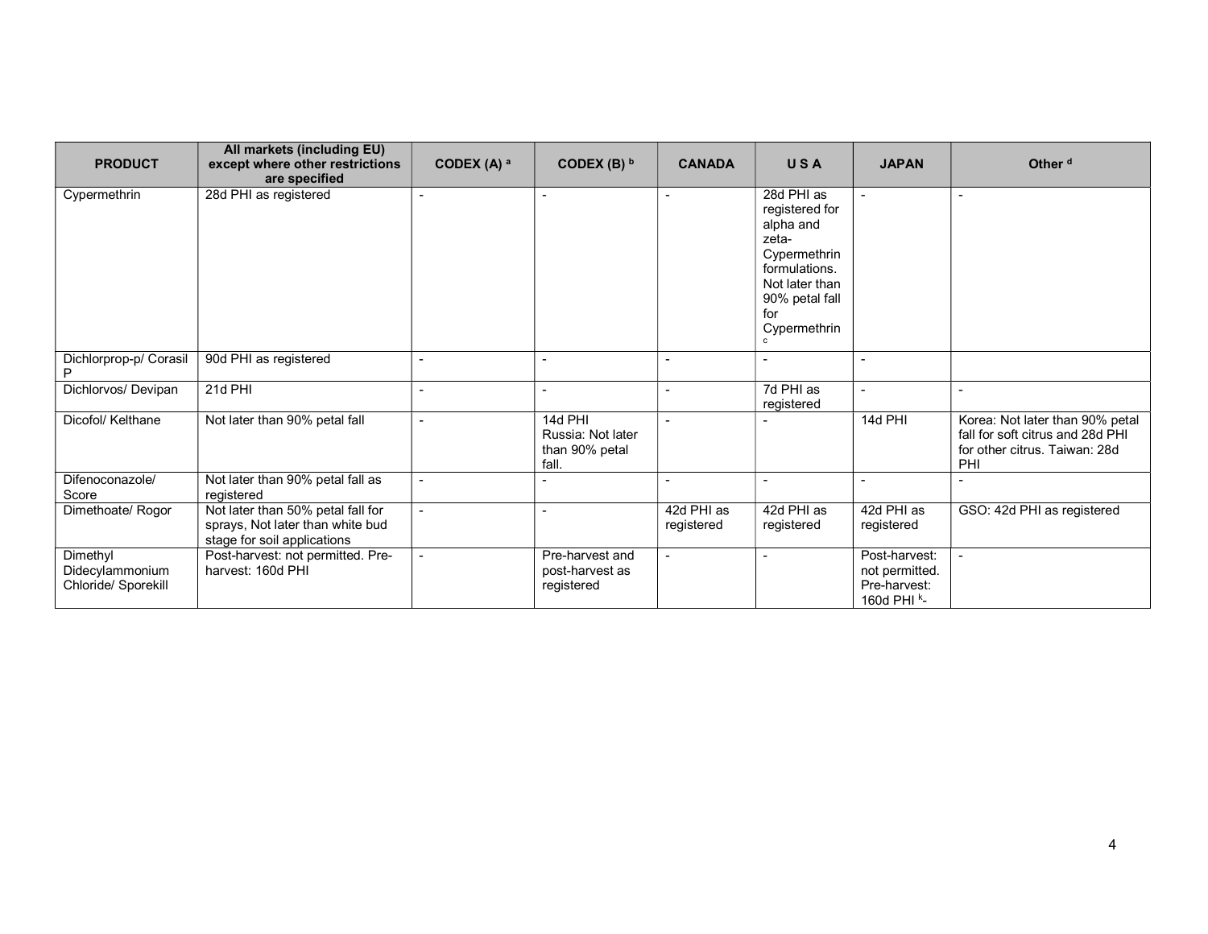| PRODUCT | All markets (including EU) except where other restrictions are specified | CODEX (A) [a] | CODEX (B) [b] | CANADA | U S A | JAPAN | Other [d] |
| --- | --- | --- | --- | --- | --- | --- | --- |
| Cypermethrin | 28d PHI as registered | - | - | - | 28d PHI as registered for alpha and zeta-Cypermethrin formulations. Not later than 90% petal fall for Cypermethrin [c] | - | - |
| Dichlorprop-p/ Corasil P | 90d PHI as registered | - | - | - | - | - | |
| Dichlorvos/ Devipan | 21d PHI | - | - | - | 7d PHI as registered | - | - |
| Dicofol/ Kelthane | Not later than 90% petal fall | - | 14d PHI Russia: Not later than 90% petal fall. | - | - | 14d PHI | Korea: Not later than 90% petal fall for soft citrus and 28d PHI for other citrus. Taiwan: 28d PHI |
| Difenoconazole/ Score | Not later than 90% petal fall as registered | - | - | - | - | - | - |
| Dimethoate/ Rogor | Not later than 50% petal fall for sprays, Not later than white bud stage for soil applications | - | - | 42d PHI as registered | 42d PHI as registered | 42d PHI as registered | GSO: 42d PHI as registered |
| Dimethyl Didecylammonium Chloride/ Sporekill | Post-harvest: not permitted. Pre-harvest: 160d PHI | - | Pre-harvest and post-harvest as registered | - | - | Post-harvest: not permitted. Pre-harvest: 160d PHI [k]- | - |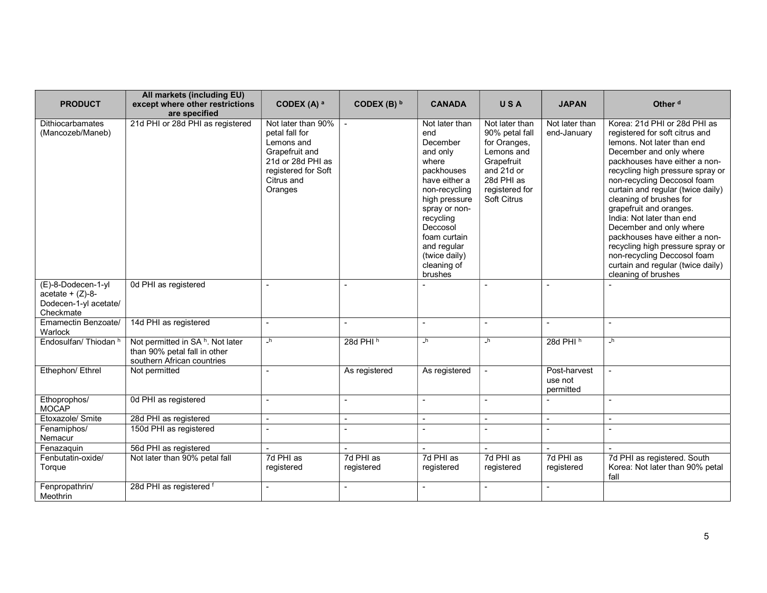| PRODUCT | All markets (including EU) except where other restrictions are specified | CODEX (A) [a] | CODEX (B) [b] | CANADA | U S A | JAPAN | Other [d] |
|---|---|---|---|---|---|---|---|
| Dithiocarbamates (Mancozeb/Maneb) | 21d PHI or 28d PHI as registered | Not later than 90% petal fall for Lemons and Grapefruit and 21d or 28d PHI as registered for Soft Citrus and Oranges | - | Not later than end December and only where packhouses have either a non-recycling high pressure spray or non-recycling Deccosol foam curtain and regular (twice daily) cleaning of brushes | Not later than 90% petal fall for Oranges, Lemons and Grapefruit and 21d or 28d PHI as registered for Soft Citrus | Not later than end-January | Korea: 21d PHI or 28d PHI as registered for soft citrus and lemons. Not later than end December and only where packhouses have either a non-recycling high pressure spray or non-recycling Deccosol foam curtain and regular (twice daily) cleaning of brushes for grapefruit and oranges. India: Not later than end December and only where packhouses have either a non-recycling high pressure spray or non-recycling Deccosol foam curtain and regular (twice daily) cleaning of brushes |
| (E)-8-Dodecen-1-yl acetate + (Z)-8-Dodecen-1-yl acetate/ Checkmate | 0d PHI as registered | - | - | - | - | - | - |
| Emamectin Benzoate/ Warlock | 14d PHI as registered | - | - | - | - | - | - |
| Endosulfan/ Thiodan [h] | Not permitted in SA [h]. Not later than 90% petal fall in other southern African countries | -[h] | 28d PHI [h] | -[h] | -[h] | 28d PHI [h] | -[h] |
| Ethephon/ Ethrel | Not permitted | - | As registered | As registered | - | Post-harvest use not permitted | - |
| Ethoprophos/ MOCAP | 0d PHI as registered | - | - | - | - | - | - |
| Etoxazole/ Smite | 28d PHI as registered | - | - | - | - | - | - |
| Fenamiphos/ Nemacur | 150d PHI as registered | - | - | - | - | - | - |
| Fenazaquin | 56d PHI as registered | - | - | - | - | - | - |
| Fenbutatin-oxide/ Torque | Not later than 90% petal fall | 7d PHI as registered | 7d PHI as registered | 7d PHI as registered | 7d PHI as registered | 7d PHI as registered | 7d PHI as registered. South Korea: Not later than 90% petal fall |
| Fenpropathrin/ Meothrin | 28d PHI as registered [f] | - | - | - | - | - | |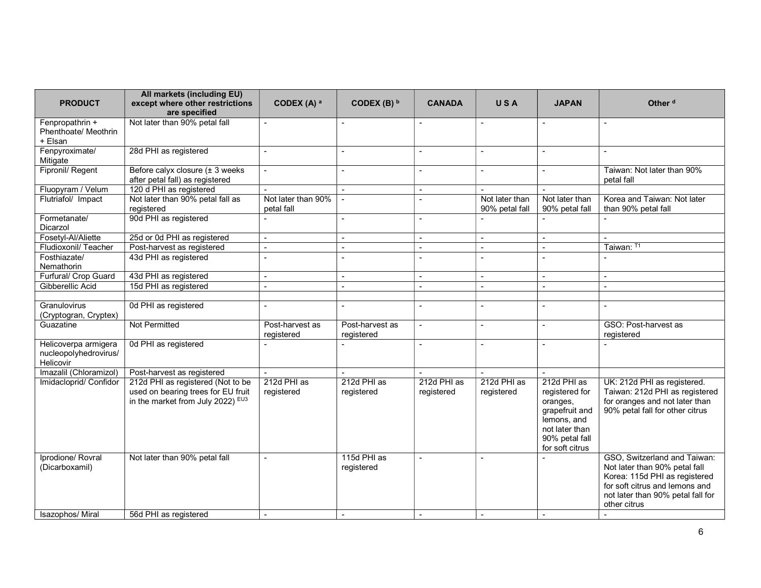| PRODUCT | All markets (including EU) except where other restrictions are specified | CODEX (A) [a] | CODEX (B) [b] | CANADA | U S A | JAPAN | Other [d] |
|---|---|---|---|---|---|---|---|
| Fenpropathrin + Phenthoate/ Meothrin + Elsan | Not later than 90% petal fall | - | - | - | - | - | - |
| Fenpyroximate/ Mitigate | 28d PHI as registered | - | - | - | - | - | - |
| Fipronil/ Regent | Before calyx closure (± 3 weeks after petal fall) as registered | - | - | - | - | - | Taiwan: Not later than 90% petal fall |
| Fluopyram / Velum | 120 d PHI as registered | - | - | - | - | - | |
| Flutriafol/ Impact | Not later than 90% petal fall as registered | Not later than 90% petal fall | - | - | Not later than 90% petal fall | Not later than 90% petal fall | Korea and Taiwan: Not later than 90% petal fall |
| Formetanate/ Dicarzol | 90d PHI as registered | - | - | - | - | - | - |
| Fosetyl-Al/Aliette | 25d or 0d PHI as registered | - | - | - | - | - | - |
| Fludioxonil/ Teacher | Post-harvest as registered | - | - | - | - | - | Taiwan: [T1] |
| Fosthiazate/ Nemathorin | 43d PHI as registered | - | - | - | - | - | - |
| Furfural/ Crop Guard | 43d PHI as registered | - | - | - | - | - | - |
| Gibberellic Acid | 15d PHI as registered | - | - | - | - | - | - |
| | | | | | | | |
| Granulovirus (Cryptogran, Cryptex) | 0d PHI as registered | - | - | - | - | - | - |
| Guazatine | Not Permitted | Post-harvest as registered | Post-harvest as registered | - | - | - | GSO: Post-harvest as registered |
| Helicoverpa armigera nucleopolyhedrovirus/ Helicovir | 0d PHI as registered | - | - | - | - | - | - |
| Imazalil (Chloramizol) | Post-harvest as registered | - | - | - | - | - | |
| Imidacloprid/ Confidor | 212d PHI as registered (Not to be used on bearing trees for EU fruit in the market from July 2022) [EU3] | 212d PHI as registered | 212d PHI as registered | 212d PHI as registered | 212d PHI as registered | 212d PHI as registered for oranges, grapefruit and lemons, and not later than 90% petal fall for soft citrus | UK: 212d PHI as registered. Taiwan: 212d PHI as registered for oranges and not later than 90% petal fall for other citrus |
| Iprodione/ Rovral (Dicarboxamil) | Not later than 90% petal fall | - | 115d PHI as registered | - | - | - | GSO, Switzerland and Taiwan: Not later than 90% petal fall Korea: 115d PHI as registered for soft citrus and lemons and not later than 90% petal fall for other citrus |
| Isazophos/ Miral | 56d PHI as registered | - | - | - | - | - | - |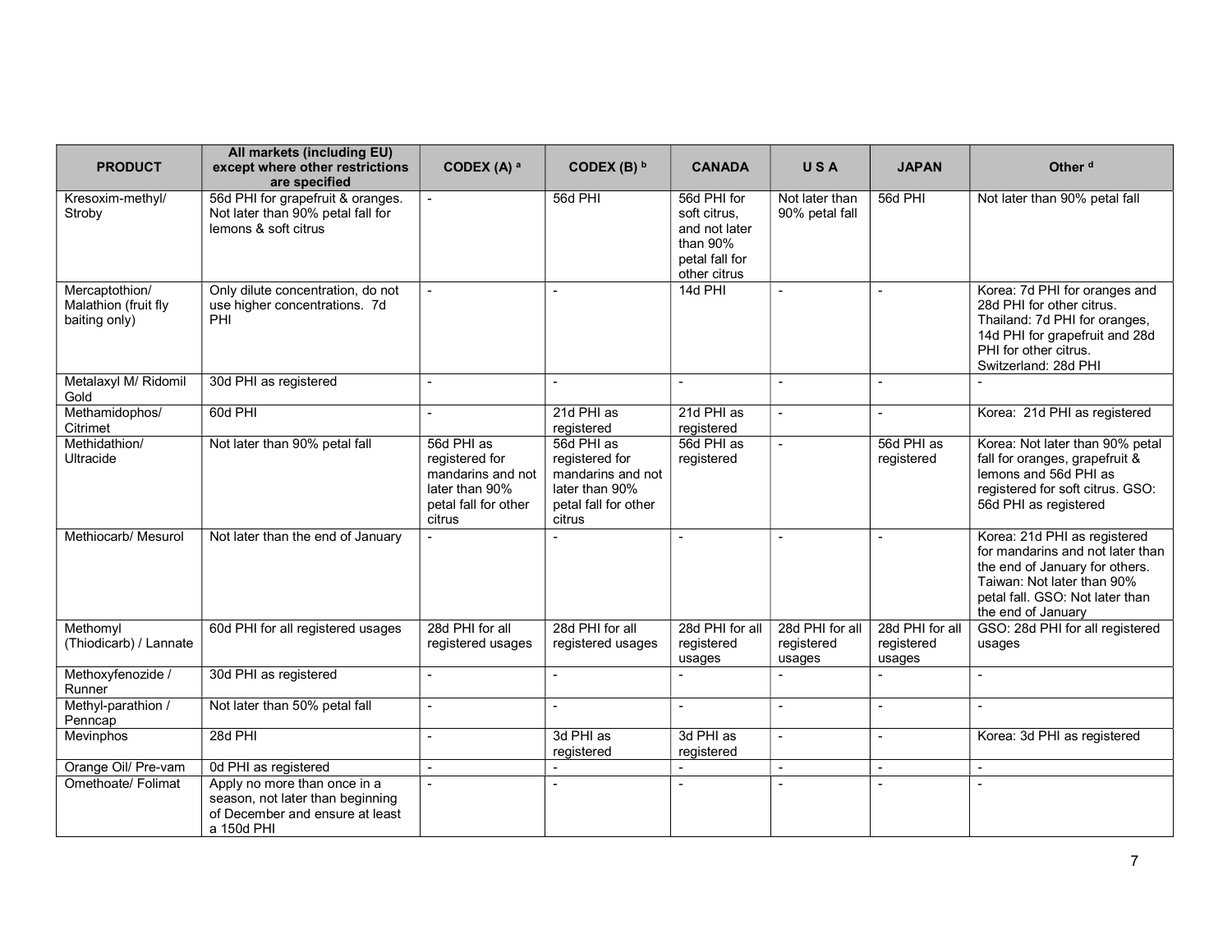| PRODUCT | All markets (including EU) except where other restrictions are specified | CODEX (A) [a] | CODEX (B) [b] | CANADA | U S A | JAPAN | Other [d] |
|---|---|---|---|---|---|---|---|
| Kresoxim-methyl/ Stroby | 56d PHI for grapefruit & oranges. Not later than 90% petal fall for lemons & soft citrus | - | 56d PHI | 56d PHI for soft citrus, and not later than 90% petal fall for other citrus | Not later than 90% petal fall | 56d PHI | Not later than 90% petal fall |
| Mercaptothion/ Malathion (fruit fly baiting only) | Only dilute concentration, do not use higher concentrations. 7d PHI | - | - | 14d PHI | - | - | Korea: 7d PHI for oranges and 28d PHI for other citrus. Thailand: 7d PHI for oranges, 14d PHI for grapefruit and 28d PHI for other citrus. Switzerland: 28d PHI |
| Metalaxyl M/ Ridomil Gold | 30d PHI as registered | - | - | - | - | - | - |
| Methamidophos/ Citrimet | 60d PHI | - | 21d PHI as registered | 21d PHI as registered | - | - | Korea: 21d PHI as registered |
| Methidathion/ Ultracide | Not later than 90% petal fall | 56d PHI as registered for mandarins and not later than 90% petal fall for other citrus | 56d PHI as registered for mandarins and not later than 90% petal fall for other citrus | 56d PHI as registered | - | 56d PHI as registered | Korea: Not later than 90% petal fall for oranges, grapefruit & lemons and 56d PHI as registered for soft citrus. GSO: 56d PHI as registered |
| Methiocarb/ Mesurol | Not later than the end of January | - | - | - | - | - | Korea: 21d PHI as registered for mandarins and not later than the end of January for others. Taiwan: Not later than 90% petal fall. GSO: Not later than the end of January |
| Methomyl (Thiodicarb) / Lannate | 60d PHI for all registered usages | 28d PHI for all registered usages | 28d PHI for all registered usages | 28d PHI for all registered usages | 28d PHI for all registered usages | 28d PHI for all registered usages | GSO: 28d PHI for all registered usages |
| Methoxyfenozide / Runner | 30d PHI as registered | - | - | - | - | - | - |
| Methyl-parathion / Penncap | Not later than 50% petal fall | - | - | - | - | - | - |
| Mevinphos | 28d PHI | - | 3d PHI as registered | 3d PHI as registered | - | - | Korea: 3d PHI as registered |
| Orange Oil/ Pre-vam | 0d PHI as registered | - | - | - | - | - | - |
| Omethoate/ Folimat | Apply no more than once in a season, not later than beginning of December and ensure at least a 150d PHI | - | - | - | - | - | - |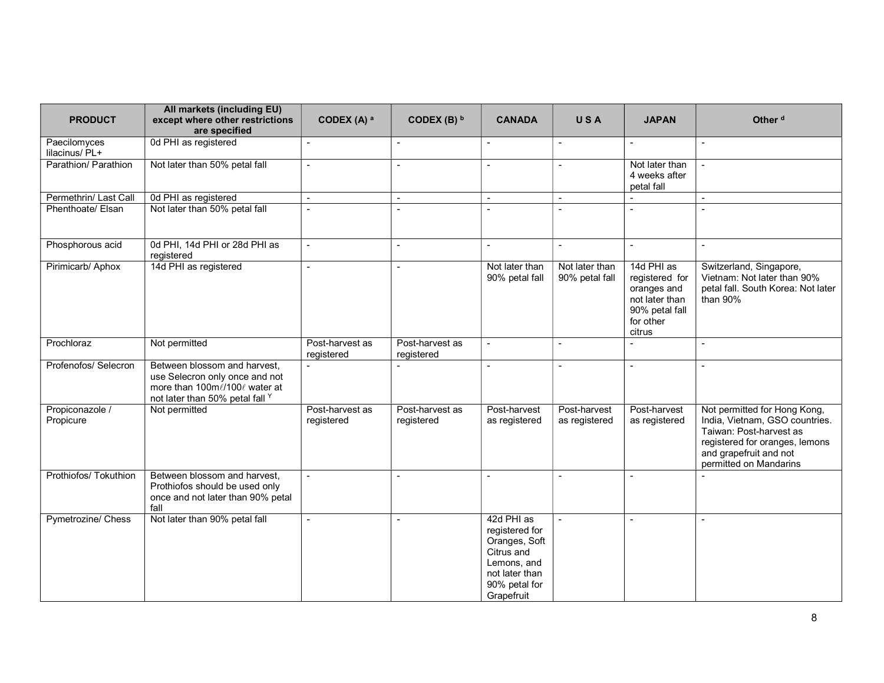| PRODUCT | All markets (including EU) except where other restrictions are specified | CODEX (A) [a] | CODEX (B) [b] | CANADA | U S A | JAPAN | Other [d] |
|---|---|---|---|---|---|---|---|
| Paecilomyces lilacinus/ PL+ | 0d PHI as registered | - | - | - | - | - | - |
| Parathion/ Parathion | Not later than 50% petal fall | - | - | - | - | Not later than 4 weeks after petal fall | - |
| Permethrin/ Last Call | 0d PHI as registered | - | - | - | - | - | - |
| Phenthoate/ Elsan | Not later than 50% petal fall | - | - | - | - | - | - |
| Phosphorous acid | 0d PHI, 14d PHI or 28d PHI as registered | - | - | - | - | - | - |
| Pirimicarb/ Aphox | 14d PHI as registered | - | - | Not later than 90% petal fall | Not later than 90% petal fall | 14d PHI as registered for oranges and not later than 90% petal fall for other citrus | Switzerland, Singapore, Vietnam: Not later than 90% petal fall. South Korea: Not later than 90% |
| Prochloraz | Not permitted | Post-harvest as registered | Post-harvest as registered | - | - | - | - |
| Profenofos/ Selecron | Between blossom and harvest, use Selecron only once and not more than 100mℓ/100ℓ water at not later than 50% petal fall [Y] | - | - | - | - | - | - |
| Propiconazole / Propicure | Not permitted | Post-harvest as registered | Post-harvest as registered | Post-harvest as registered | Post-harvest as registered | Post-harvest as registered | Not permitted for Hong Kong, India, Vietnam, GSO countries. Taiwan: Post-harvest as registered for oranges, lemons and grapefruit and not permitted on Mandarins |
| Prothiofos/ Tokuthion | Between blossom and harvest, Prothiofos should be used only once and not later than 90% petal fall | - | - | - | - | - | - |
| Pymetrozine/ Chess | Not later than 90% petal fall | - | - | 42d PHI as registered for Oranges, Soft Citrus and Lemons, and not later than 90% petal for Grapefruit | - | - | - |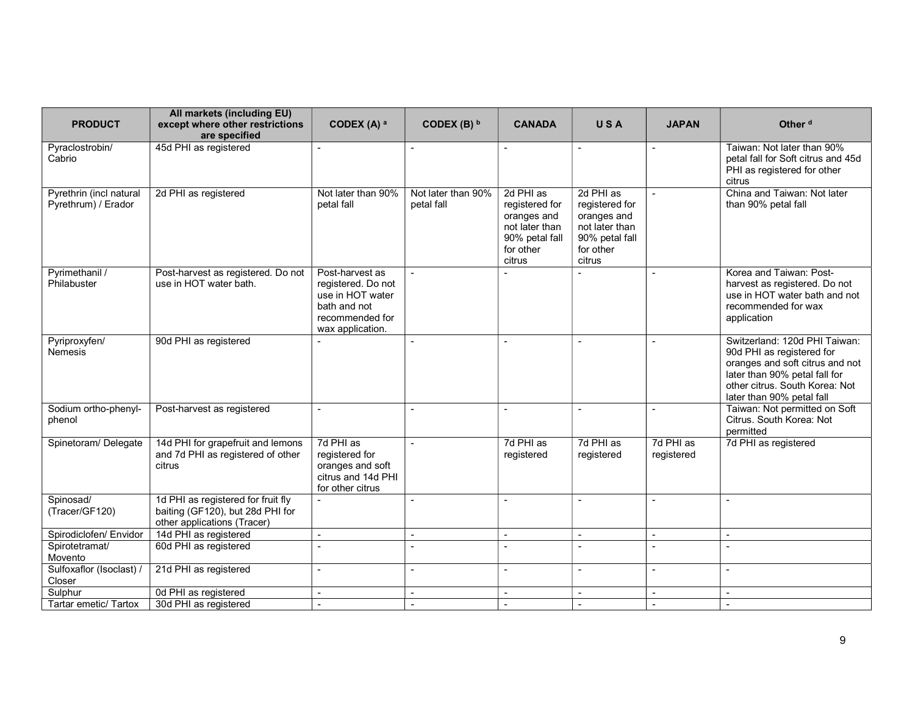| PRODUCT | All markets (including EU) except where other restrictions are specified | CODEX (A) [a] | CODEX (B) [b] | CANADA | U S A | JAPAN | Other [d] |
|---|---|---|---|---|---|---|---|
| Pyraclostrobin/ Cabrio | 45d PHI as registered | - | - | - | - | - | Taiwan: Not later than 90% petal fall for Soft citrus and 45d PHI as registered for other citrus |
| Pyrethrin (incl natural Pyrethrum) / Erador | 2d PHI as registered | Not later than 90% petal fall | Not later than 90% petal fall | 2d PHI as registered for oranges and not later than 90% petal fall for other citrus | 2d PHI as registered for oranges and not later than 90% petal fall for other citrus | - | China and Taiwan: Not later than 90% petal fall |
| Pyrimethanil / Philabuster | Post-harvest as registered. Do not use in HOT water bath. | Post-harvest as registered. Do not use in HOT water bath and not recommended for wax application. | - | - | - | - | Korea and Taiwan: Post-harvest as registered. Do not use in HOT water bath and not recommended for wax application |
| Pyriproxyfen/ Nemesis | 90d PHI as registered | - | - | - | - | - | Switzerland: 120d PHI Taiwan: 90d PHI as registered for oranges and soft citrus and not later than 90% petal fall for other citrus. South Korea: Not later than 90% petal fall |
| Sodium ortho-phenyl-phenol | Post-harvest as registered | - | - | - | - | - | Taiwan: Not permitted on Soft Citrus. South Korea: Not permitted |
| Spinetoram/ Delegate | 14d PHI for grapefruit and lemons and 7d PHI as registered of other citrus | 7d PHI as registered for oranges and soft citrus and 14d PHI for other citrus | - | 7d PHI as registered | 7d PHI as registered | 7d PHI as registered | 7d PHI as registered |
| Spinosad/ (Tracer/GF120) | 1d PHI as registered for fruit fly baiting (GF120), but 28d PHI for other applications (Tracer) | - | - | - | - | - | - |
| Spirodiclofen/ Envidor | 14d PHI as registered | - | - | - | - | - | - |
| Spirotetramat/ Movento | 60d PHI as registered | - | - | - | - | - | - |
| Sulfoxaflor (Isoclast) / Closer | 21d PHI as registered | - | - | - | - | - | - |
| Sulphur | 0d PHI as registered | - | - | - | - | - | - |
| Tartar emetic/ Tartox | 30d PHI as registered | - | - | - | - | - | - |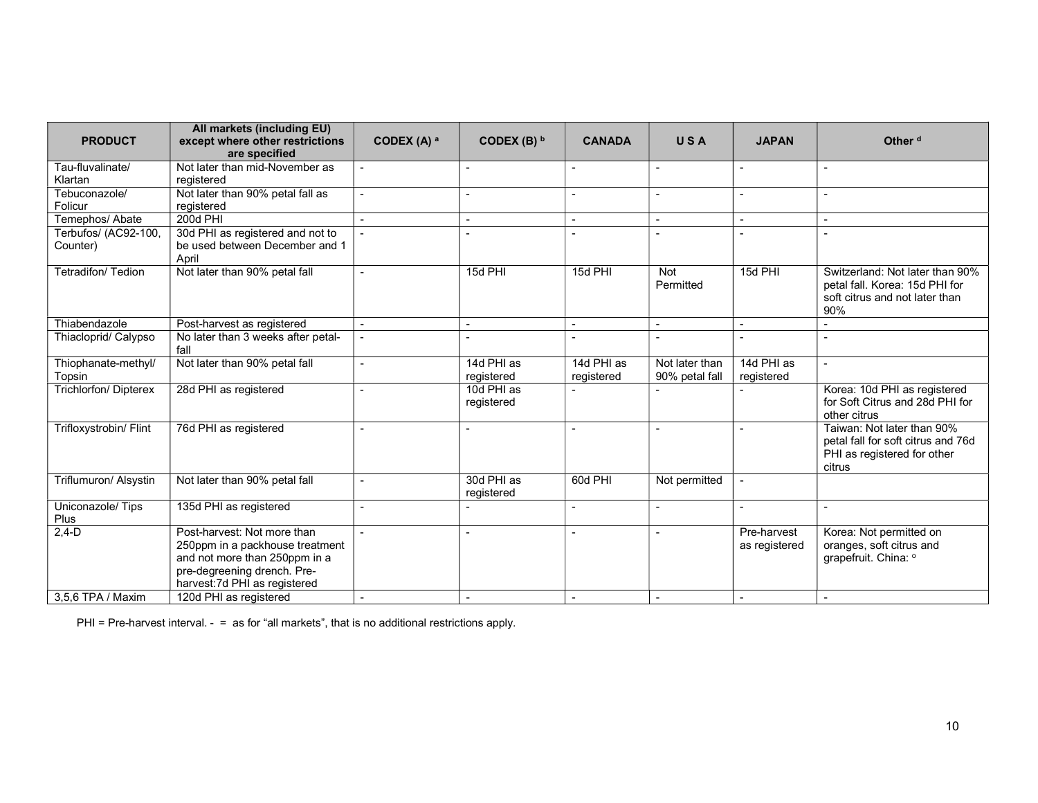| PRODUCT | All markets (including EU) except where other restrictions are specified | CODEX (A) [a] | CODEX (B) [b] | CANADA | U S A | JAPAN | Other [d] |
|---|---|---|---|---|---|---|---|
| Tau-fluvalinate/ Klartan | Not later than mid-November as registered | - | - | - | - | - | - |
| Tebuconazole/ Folicur | Not later than 90% petal fall as registered | - | - | - | - | - | - |
| Temephos/ Abate | 200d PHI | - | - | - | - | - | - |
| Terbufos/ (AC92-100, Counter) | 30d PHI as registered and not to be used between December and 1 April | - | - | - | - | - | - |
| Tetradifon/ Tedion | Not later than 90% petal fall | - | 15d PHI | 15d PHI | Not Permitted | 15d PHI | Switzerland: Not later than 90% petal fall. Korea: 15d PHI for soft citrus and not later than 90% |
| Thiabendazole | Post-harvest as registered | - | - | - | - | - | - |
| Thiacloprid/ Calypso | No later than 3 weeks after petal-fall | - | - | - | - | - | - |
| Thiophanate-methyl/ Topsin | Not later than 90% petal fall | - | 14d PHI as registered | 14d PHI as registered | Not later than 90% petal fall | 14d PHI as registered | - |
| Trichlorfon/ Dipterex | 28d PHI as registered | - | 10d PHI as registered | - | - | - | Korea: 10d PHI as registered for Soft Citrus and 28d PHI for other citrus |
| Trifloxystrobin/ Flint | 76d PHI as registered | - | - | - | - | - | Taiwan: Not later than 90% petal fall for soft citrus and 76d PHI as registered for other citrus |
| Triflumuron/ Alsystin | Not later than 90% petal fall | - | 30d PHI as registered | 60d PHI | Not permitted | - | |
| Uniconazole/ Tips Plus | 135d PHI as registered | - | - | - | - | - | - |
| 2,4-D | Post-harvest: Not more than 250ppm in a packhouse treatment and not more than 250ppm in a pre-degreening drench. Pre-harvest:7d PHI as registered | - | - | - | - | Pre-harvest as registered | Korea: Not permitted on oranges, soft citrus and grapefruit. China: [o] |
| 3,5,6 TPA / Maxim | 120d PHI as registered | - | - | - | - | - | - |

PHI = Pre-harvest interval. - = as for "all markets", that is no additional restrictions apply.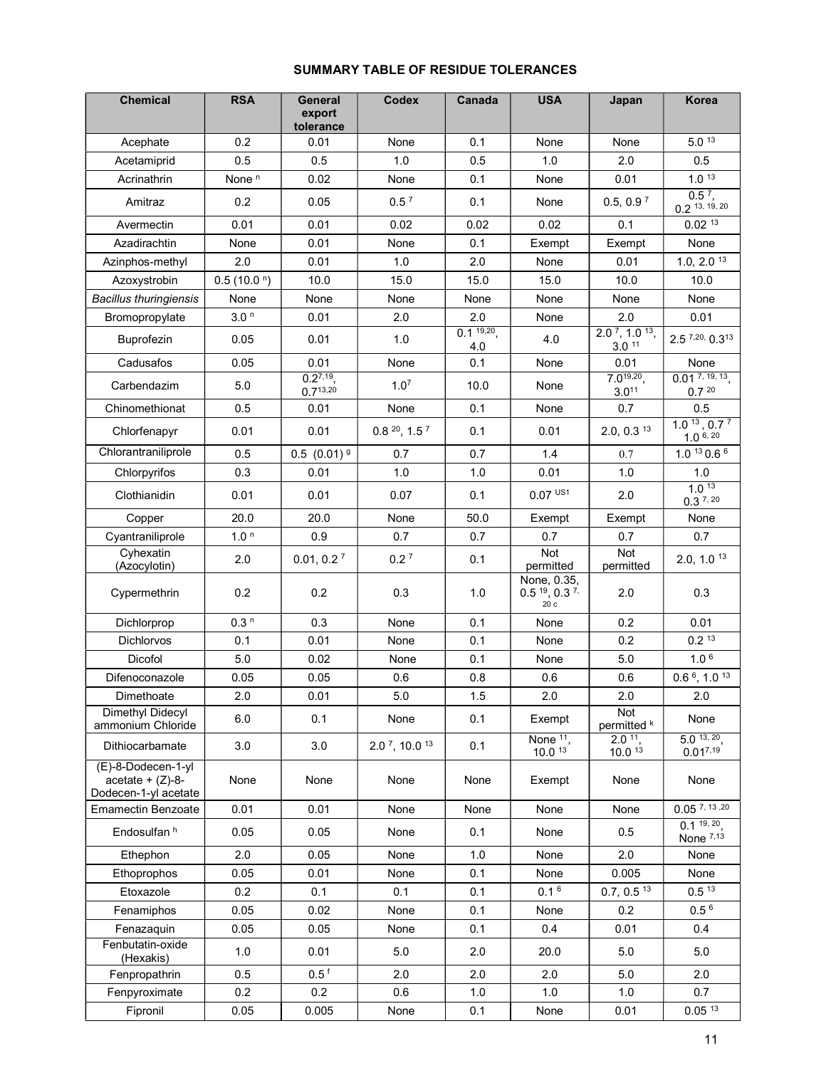**SUMMARY TABLE OF RESIDUE TOLERANCES**

| Chemical | RSA | General export tolerance | Codex | Canada | USA | Japan | Korea |
|---|---|---|---|---|---|---|---|
| Acephate | 0.2 | 0.01 | None | 0.1 | None | None | 5.0 [13] |
| Acetamiprid | 0.5 | 0.5 | 1.0 | 0.5 | 1.0 | 2.0 | 0.5 |
| Acrinathrin | None [n] | 0.02 | None | 0.1 | None | 0.01 | 1.0 [13] |
| Amitraz | 0.2 | 0.05 | 0.5 [7] | 0.1 | None | 0.5, 0.9 [7] | 0.5 [7], 0.2 [13, 19, 20] |
| Avermectin | 0.01 | 0.01 | 0.02 | 0.02 | 0.02 | 0.1 | 0.02 [13] |
| Azadirachtin | None | 0.01 | None | 0.1 | Exempt | Exempt | None |
| Azinphos-methyl | 2.0 | 0.01 | 1.0 | 2.0 | None | 0.01 | 1.0, 2.0 [13] |
| Azoxystrobin | 0.5 (10.0 [n]) | 10.0 | 15.0 | 15.0 | 15.0 | 10.0 | 10.0 |
| *Bacillus thuringiensis* | None | None | None | None | None | None | None |
| Bromopropylate | 3.0 [n] | 0.01 | 2.0 | 2.0 | None | 2.0 | 0.01 |
| Buprofezin | 0.05 | 0.01 | 1.0 | 0.1 [19,20], 4.0 | 4.0 | 2.0 [7], 1.0 [13], 3.0 [11] | 2.5 [7,20], 0.3[13] |
| Cadusafos | 0.05 | 0.01 | None | 0.1 | None | 0.01 | None |
| Carbendazim | 5.0 | 0.2[7,19], 0.7[13,20] | 1.0[7] | 10.0 | None | 7.0[19,20], 3.0[11] | 0.01 [7, 19, 13], 0.7 [20] |
| Chinomethionat | 0.5 | 0.01 | None | 0.1 | None | 0.7 | 0.5 |
| Chlorfenapyr | 0.01 | 0.01 | 0.8 [20], 1.5 [7] | 0.1 | 0.01 | 2.0, 0.3 [13] | 1.0 [13], 0.7 [7] 1.0 [6, 20] |
| Chlorantraniliprole | 0.5 | 0.5 (0.01) [g] | 0.7 | 0.7 | 1.4 | 0.7 | 1.0 [13] 0.6 [6] |
| Chlorpyrifos | 0.3 | 0.01 | 1.0 | 1.0 | 0.01 | 1.0 | 1.0 |
| Clothianidin | 0.01 | 0.01 | 0.07 | 0.1 | 0.07 [US1] | 2.0 | 1.0 [13] 0.3 [7, 20] |
| Copper | 20.0 | 20.0 | None | 50.0 | Exempt | Exempt | None |
| Cyantraniliprole | 1.0 [n] | 0.9 | 0.7 | 0.7 | 0.7 | 0.7 | 0.7 |
| Cyhexatin (Azocylotin) | 2.0 | 0.01, 0.2 [7] | 0.2 [7] | 0.1 | Not permitted | Not permitted | 2.0, 1.0 [13] |
| Cypermethrin | 0.2 | 0.2 | 0.3 | 1.0 | None, 0.35, 0.5 [19], 0.3 [7, 20 c] | 2.0 | 0.3 |
| Dichlorprop | 0.3 [n] | 0.3 | None | 0.1 | None | 0.2 | 0.01 |
| Dichlorvos | 0.1 | 0.01 | None | 0.1 | None | 0.2 | 0.2 [13] |
| Dicofol | 5.0 | 0.02 | None | 0.1 | None | 5.0 | 1.0 [6] |
| Difenoconazole | 0.05 | 0.05 | 0.6 | 0.8 | 0.6 | 0.6 | 0.6 [6], 1.0 [13] |
| Dimethoate | 2.0 | 0.01 | 5.0 | 1.5 | 2.0 | 2.0 | 2.0 |
| Dimethyl Didecyl ammonium Chloride | 6.0 | 0.1 | None | 0.1 | Exempt | Not permitted [k] | None |
| Dithiocarbamate | 3.0 | 3.0 | 2.0 [7], 10.0 [13] | 0.1 | None [11], 10.0 [13] | 2.0 [11], 10.0 [13] | 5.0 [13, 20], 0.01[7,19] |
| (E)-8-Dodecen-1-yl acetate + (Z)-8-Dodecen-1-yl acetate | None | None | None | None | Exempt | None | None |
| Emamectin Benzoate | 0.01 | 0.01 | None | None | None | None | 0.05 [7, 13 ,20] |
| Endosulfan [h] | 0.05 | 0.05 | None | 0.1 | None | 0.5 | 0.1 [19, 20], None [7,13] |
| Ethephon | 2.0 | 0.05 | None | 1.0 | None | 2.0 | None |
| Ethoprophos | 0.05 | 0.01 | None | 0.1 | None | 0.005 | None |
| Etoxazole | 0.2 | 0.1 | 0.1 | 0.1 | 0.1 [6] | 0.7, 0.5 [13] | 0.5 [13] |
| Fenamiphos | 0.05 | 0.02 | None | 0.1 | None | 0.2 | 0.5 [6] |
| Fenazaquin | 0.05 | 0.05 | None | 0.1 | 0.4 | 0.01 | 0.4 |
| Fenbutatin-oxide (Hexakis) | 1.0 | 0.01 | 5.0 | 2.0 | 20.0 | 5.0 | 5.0 |
| Fenpropathrin | 0.5 | 0.5 [f] | 2.0 | 2.0 | 2.0 | 5.0 | 2.0 |
| Fenpyroximate | 0.2 | 0.2 | 0.6 | 1.0 | 1.0 | 1.0 | 0.7 |
| Fipronil | 0.05 | 0.005 | None | 0.1 | None | 0.01 | 0.05 [13] |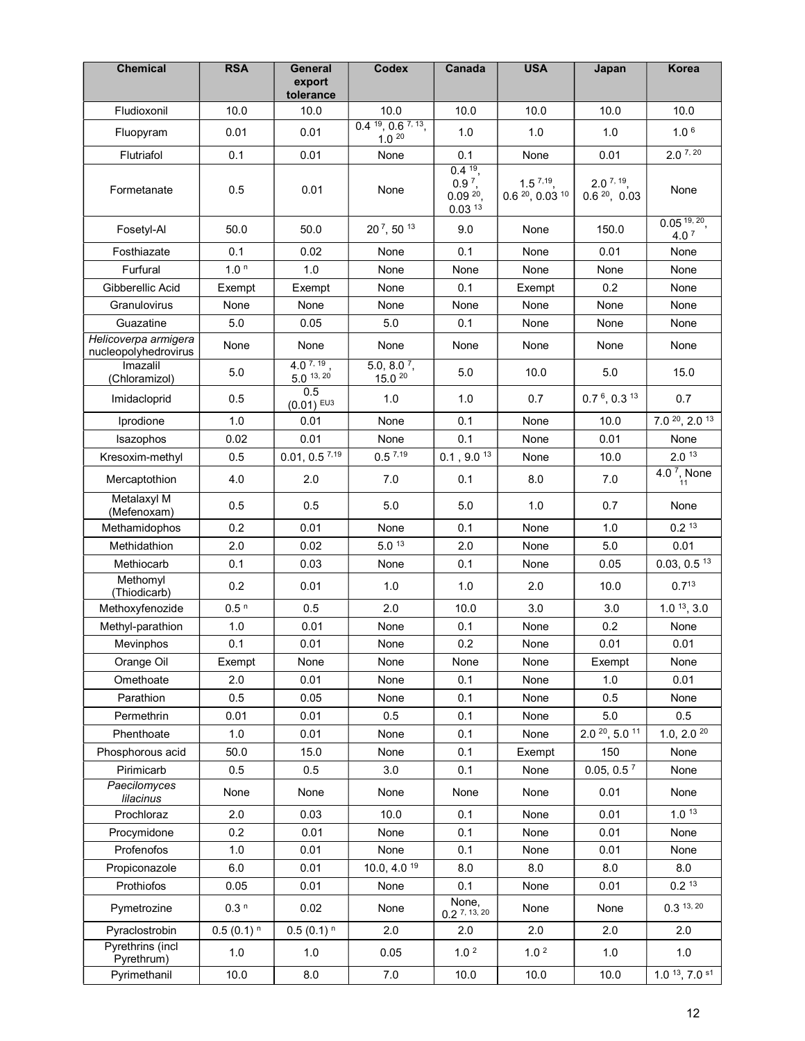| Chemical | RSA | General export tolerance | Codex | Canada | USA | Japan | Korea |
|---|---|---|---|---|---|---|---|
| Fludioxonil | 10.0 | 10.0 | 10.0 | 10.0 | 10.0 | 10.0 | 10.0 |
| Fluopyram | 0.01 | 0.01 | 0.4 [19], 0.6 [7, 13], 1.0 [20] | 1.0 | 1.0 | 1.0 | 1.0 [6] |
| Flutriafol | 0.1 | 0.01 | None | 0.1 | None | 0.01 | 2.0 [7, 20] |
| Formetanate | 0.5 | 0.01 | None | 0.4 [19], 0.9 [7], 0.09 [20], 0.03 [13] | 1.5 [7,19], 0.6 [20], 0.03 [10] | 2.0 [7, 19], 0.6 [20], 0.03 | None |
| Fosetyl-Al | 50.0 | 50.0 | 20 [7], 50 [13] | 9.0 | None | 150.0 | 0.05 [19, 20], 4.0 [7] |
| Fosthiazate | 0.1 | 0.02 | None | 0.1 | None | 0.01 | None |
| Furfural | 1.0 [n] | 1.0 | None | None | None | None | None |
| Gibberellic Acid | Exempt | Exempt | None | 0.1 | Exempt | 0.2 | None |
| Granulovirus | None | None | None | None | None | None | None |
| Guazatine | 5.0 | 0.05 | 5.0 | 0.1 | None | None | None |
| *Helicoverpa armigera* nucleopolyhedrovirus | None | None | None | None | None | None | None |
| Imazalil (Chloramizol) | 5.0 | 4.0 [7, 19], 5.0 [13, 20] | 5.0, 8.0 [7], 15.0 [20] | 5.0 | 10.0 | 5.0 | 15.0 |
| Imidacloprid | 0.5 | 0.5 (0.01) [EU3] | 1.0 | 1.0 | 0.7 | 0.7 [6], 0.3 [13] | 0.7 |
| Iprodione | 1.0 | 0.01 | None | 0.1 | None | 10.0 | 7.0 [20], 2.0 [13] |
| Isazophos | 0.02 | 0.01 | None | 0.1 | None | 0.01 | None |
| Kresoxim-methyl | 0.5 | 0.01, 0.5 [7,19] | 0.5 [7,19] | 0.1 , 9.0 [13] | None | 10.0 | 2.0 [13] |
| Mercaptothion | 4.0 | 2.0 | 7.0 | 0.1 | 8.0 | 7.0 | 4.0 [7], None [11] |
| Metalaxyl M (Mefenoxam) | 0.5 | 0.5 | 5.0 | 5.0 | 1.0 | 0.7 | None |
| Methamidophos | 0.2 | 0.01 | None | 0.1 | None | 1.0 | 0.2 [13] |
| Methidathion | 2.0 | 0.02 | 5.0 [13] | 2.0 | None | 5.0 | 0.01 |
| Methiocarb | 0.1 | 0.03 | None | 0.1 | None | 0.05 | 0.03, 0.5 [13] |
| Methomyl (Thiodicarb) | 0.2 | 0.01 | 1.0 | 1.0 | 2.0 | 10.0 | 0.7[13] |
| Methoxyfenozide | 0.5 [n] | 0.5 | 2.0 | 10.0 | 3.0 | 3.0 | 1.0 [13], 3.0 |
| Methyl-parathion | 1.0 | 0.01 | None | 0.1 | None | 0.2 | None |
| Mevinphos | 0.1 | 0.01 | None | 0.2 | None | 0.01 | 0.01 |
| Orange Oil | Exempt | None | None | None | None | Exempt | None |
| Omethoate | 2.0 | 0.01 | None | 0.1 | None | 1.0 | 0.01 |
| Parathion | 0.5 | 0.05 | None | 0.1 | None | 0.5 | None |
| Permethrin | 0.01 | 0.01 | 0.5 | 0.1 | None | 5.0 | 0.5 |
| Phenthoate | 1.0 | 0.01 | None | 0.1 | None | 2.0 [20], 5.0 [11] | 1.0, 2.0 [20] |
| Phosphorous acid | 50.0 | 15.0 | None | 0.1 | Exempt | 150 | None |
| Pirimicarb | 0.5 | 0.5 | 3.0 | 0.1 | None | 0.05, 0.5 [7] | None |
| *Paecilomyces lilacinus* | None | None | None | None | None | 0.01 | None |
| Prochloraz | 2.0 | 0.03 | 10.0 | 0.1 | None | 0.01 | 1.0 [13] |
| Procymidone | 0.2 | 0.01 | None | 0.1 | None | 0.01 | None |
| Profenofos | 1.0 | 0.01 | None | 0.1 | None | 0.01 | None |
| Propiconazole | 6.0 | 0.01 | 10.0, 4.0 [19] | 8.0 | 8.0 | 8.0 | 8.0 |
| Prothiofos | 0.05 | 0.01 | None | 0.1 | None | 0.01 | 0.2 [13] |
| Pymetrozine | 0.3 [n] | 0.02 | None | None, 0.2 [7, 13, 20] | None | None | 0.3 [13, 20] |
| Pyraclostrobin | 0.5 (0.1) [n] | 0.5 (0.1) [n] | 2.0 | 2.0 | 2.0 | 2.0 | 2.0 |
| Pyrethrins (incl Pyrethrum) | 1.0 | 1.0 | 0.05 | 1.0 [2] | 1.0 [2] | 1.0 | 1.0 |
| Pyrimethanil | 10.0 | 8.0 | 7.0 | 10.0 | 10.0 | 10.0 | 1.0 [13], 7.0 [s1] |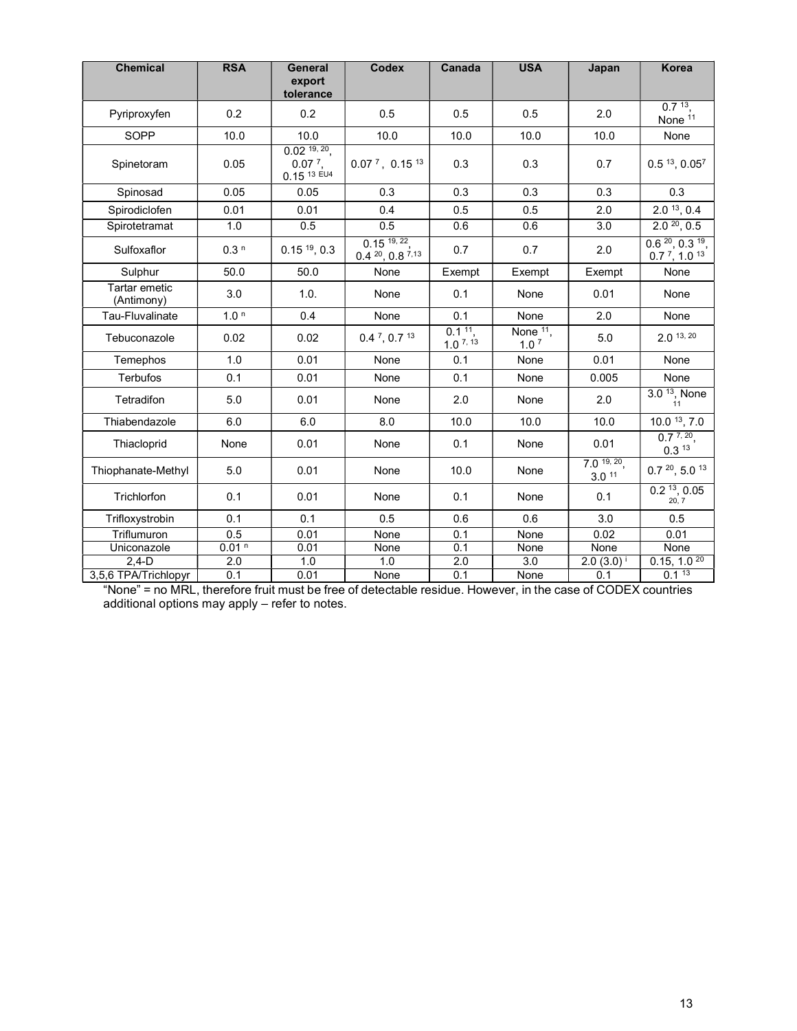| Chemical | RSA | General export tolerance | Codex | Canada | USA | Japan | Korea |
|---|---|---|---|---|---|---|---|
| Pyriproxyfen | 0.2 | 0.2 | 0.5 | 0.5 | 0.5 | 2.0 | 0.7 [13], None [11] |
| SOPP | 10.0 | 10.0 | 10.0 | 10.0 | 10.0 | 10.0 | None |
| Spinetoram | 0.05 | 0.02 [19, 20], 0.07 [7], 0.15 [13 EU4] | 0.07 [7], 0.15 [13] | 0.3 | 0.3 | 0.7 | 0.5 [13], 0.05[7] |
| Spinosad | 0.05 | 0.05 | 0.3 | 0.3 | 0.3 | 0.3 | 0.3 |
| Spirodiclofen | 0.01 | 0.01 | 0.4 | 0.5 | 0.5 | 2.0 | 2.0 [13], 0.4 |
| Spirotetramat | 1.0 | 0.5 | 0.5 | 0.6 | 0.6 | 3.0 | 2.0 [20], 0.5 |
| Sulfoxaflor | 0.3 [n] | 0.15 [19], 0.3 | 0.15 [19, 22], 0.4 [20], 0.8 [7,13] | 0.7 | 0.7 | 2.0 | 0.6 [20], 0.3 [19], 0.7 [7], 1.0 [13] |
| Sulphur | 50.0 | 50.0 | None | Exempt | Exempt | Exempt | None |
| Tartar emetic (Antimony) | 3.0 | 1.0. | None | 0.1 | None | 0.01 | None |
| Tau-Fluvalinate | 1.0 [n] | 0.4 | None | 0.1 | None | 2.0 | None |
| Tebuconazole | 0.02 | 0.02 | 0.4 [7], 0.7 [13] | 0.1 [11], 1.0 [7, 13] | None [11], 1.0 [7] | 5.0 | 2.0 [13, 20] |
| Temephos | 1.0 | 0.01 | None | 0.1 | None | 0.01 | None |
| Terbufos | 0.1 | 0.01 | None | 0.1 | None | 0.005 | None |
| Tetradifon | 5.0 | 0.01 | None | 2.0 | None | 2.0 | 3.0 [13], None [11] |
| Thiabendazole | 6.0 | 6.0 | 8.0 | 10.0 | 10.0 | 10.0 | 10.0 [13], 7.0 |
| Thiacloprid | None | 0.01 | None | 0.1 | None | 0.01 | 0.7 [7, 20], 0.3 [13] |
| Thiophanate-Methyl | 5.0 | 0.01 | None | 10.0 | None | 7.0 [19, 20], 3.0 [11] | 0.7 [20], 5.0 [13] |
| Trichlorfon | 0.1 | 0.01 | None | 0.1 | None | 0.1 | 0.2 [13], 0.05 [20, 7] |
| Trifloxystrobin | 0.1 | 0.1 | 0.5 | 0.6 | 0.6 | 3.0 | 0.5 |
| Triflumuron | 0.5 | 0.01 | None | 0.1 | None | 0.02 | 0.01 |
| Uniconazole | 0.01 [n] | 0.01 | None | 0.1 | None | None | None |
| 2,4-D | 2.0 | 1.0 | 1.0 | 2.0 | 3.0 | 2.0 (3.0) [i] | 0.15, 1.0 [20] |
| 3,5,6 TPA/Trichlopyr | 0.1 | 0.01 | None | 0.1 | None | 0.1 | 0.1 [13] |

"None" = no MRL, therefore fruit must be free of detectable residue. However, in the case of CODEX countries additional options may apply – refer to notes.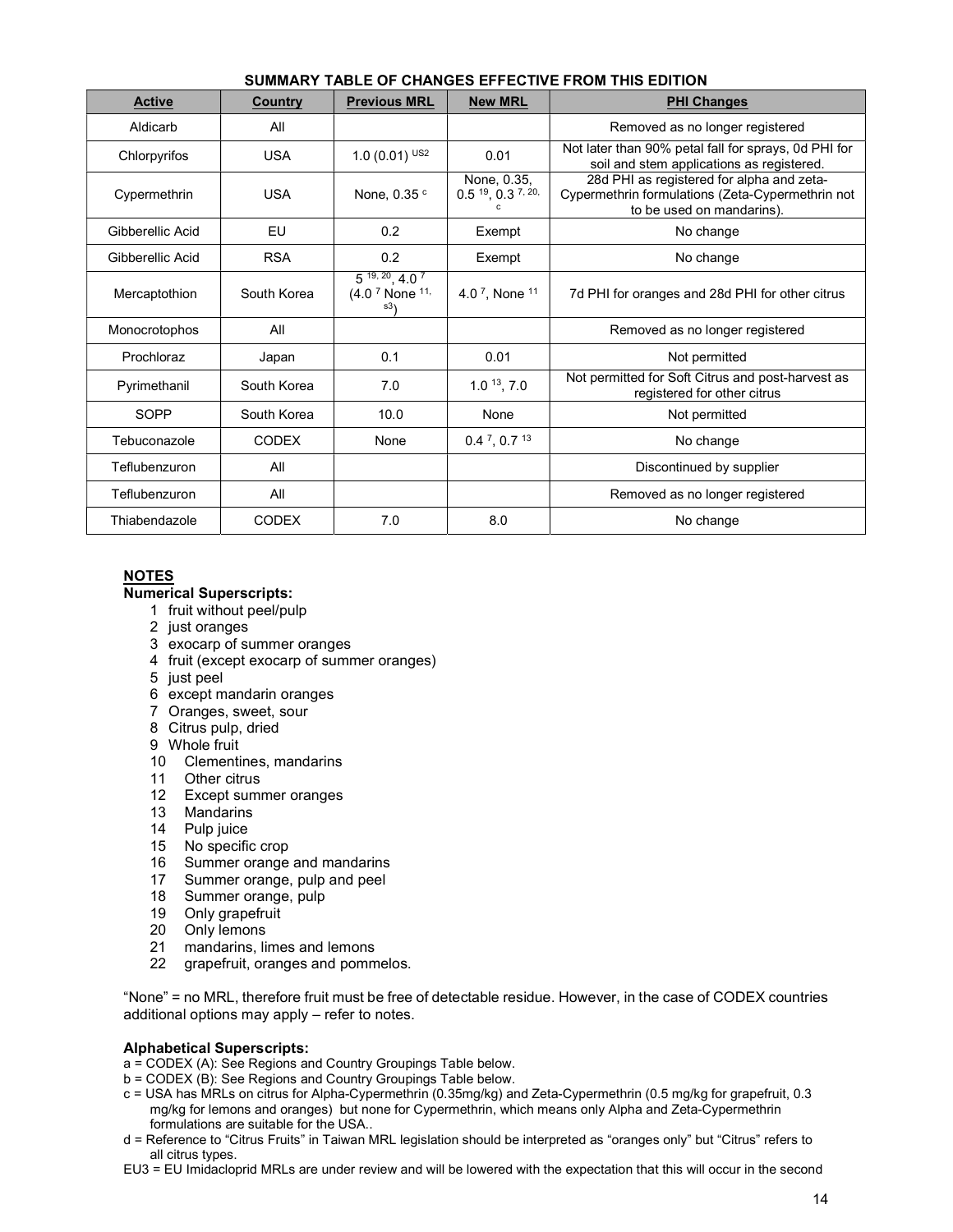**SUMMARY TABLE OF CHANGES EFFECTIVE FROM THIS EDITION**

| Active | Country | Previous MRL | New MRL | PHI Changes |
|---|---|---|---|---|
| Aldicarb | All | | | Removed as no longer registered |
| Chlorpyrifos | USA | 1.0 (0.01) [US2] | 0.01 | Not later than 90% petal fall for sprays, 0d PHI for soil and stem applications as registered. |
| Cypermethrin | USA | None, 0.35 [c] | None, 0.35, 0.5 [19], 0.3 [7, 20, c] | 28d PHI as registered for alpha and zeta-Cypermethrin formulations (Zeta-Cypermethrin not to be used on mandarins). |
| Gibberellic Acid | EU | 0.2 | Exempt | No change |
| Gibberellic Acid | RSA | 0.2 | Exempt | No change |
| Mercaptothion | South Korea | 5 [19, 20], 4.0 [7] (4.0 [7] None [11, s3]) | 4.0 [7], None [11] | 7d PHI for oranges and 28d PHI for other citrus |
| Monocrotophos | All | | | Removed as no longer registered |
| Prochloraz | Japan | 0.1 | 0.01 | Not permitted |
| Pyrimethanil | South Korea | 7.0 | 1.0 [13], 7.0 | Not permitted for Soft Citrus and post-harvest as registered for other citrus |
| SOPP | South Korea | 10.0 | None | Not permitted |
| Tebuconazole | CODEX | None | 0.4 [7], 0.7 [13] | No change |
| Teflubenzuron | All | | | Discontinued by supplier |
| Teflubenzuron | All | | | Removed as no longer registered |
| Thiabendazole | CODEX | 7.0 | 8.0 | No change |

**NOTES**

**Numerical Superscripts:**

1. fruit without peel/pulp
2. just oranges
3. exocarp of summer oranges
4. fruit (except exocarp of summer oranges)
5. just peel
6. except mandarin oranges
7. Oranges, sweet, sour
8. Citrus pulp, dried
9. Whole fruit
10. Clementines, mandarins
11. Other citrus
12. Except summer oranges
13. Mandarins
14. Pulp juice
15. No specific crop
16. Summer orange and mandarins
17. Summer orange, pulp and peel
18. Summer orange, pulp
19. Only grapefruit
20. Only lemons
21. mandarins, limes and lemons
22. grapefruit, oranges and pommelos.

"None" = no MRL, therefore fruit must be free of detectable residue. However, in the case of CODEX countries additional options may apply – refer to notes.

**Alphabetical Superscripts:**

a = CODEX (A): See Regions and Country Groupings Table below.
b = CODEX (B): See Regions and Country Groupings Table below.
c = USA has MRLs on citrus for Alpha-Cypermethrin (0.35mg/kg) and Zeta-Cypermethrin (0.5 mg/kg for grapefruit, 0.3 mg/kg for lemons and oranges) but none for Cypermethrin, which means only Alpha and Zeta-Cypermethrin formulations are suitable for the USA..
d = Reference to "Citrus Fruits" in Taiwan MRL legislation should be interpreted as "oranges only" but "Citrus" refers to all citrus types.
EU3 = EU Imidacloprid MRLs are under review and will be lowered with the expectation that this will occur in the second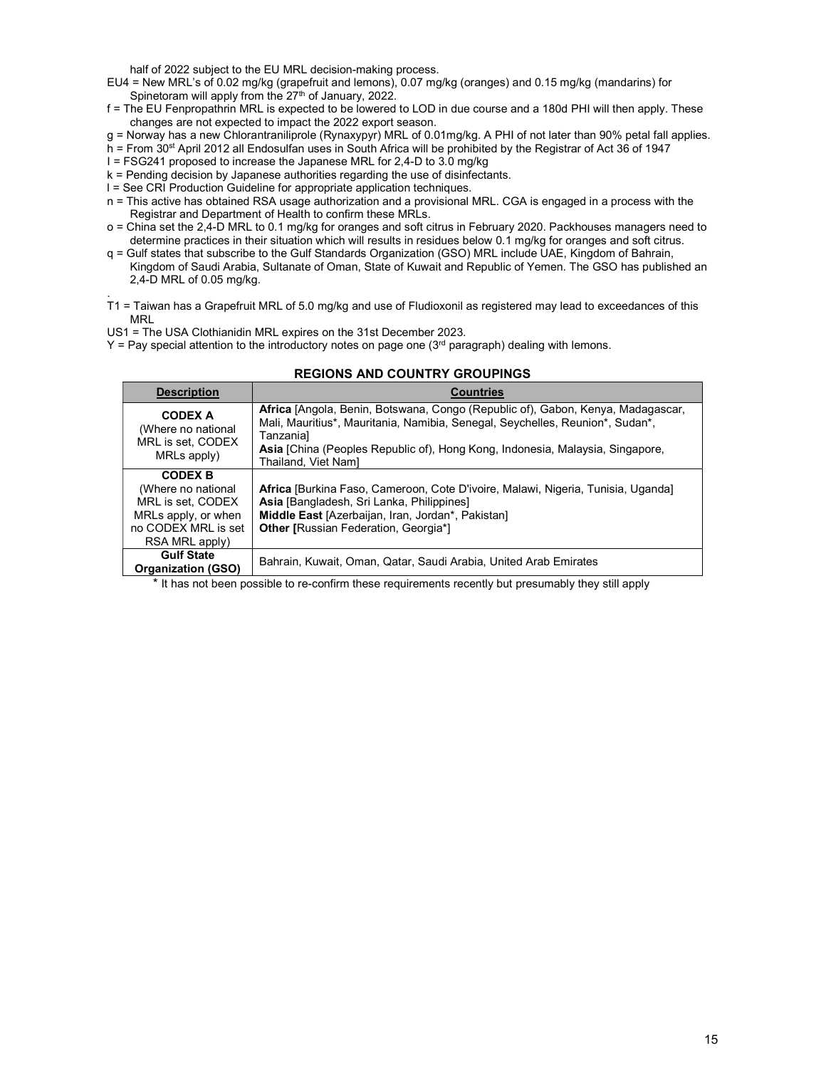half of 2022 subject to the EU MRL decision-making process.

EU4 = New MRL's of 0.02 mg/kg (grapefruit and lemons), 0.07 mg/kg (oranges) and 0.15 mg/kg (mandarins) for Spinetoram will apply from the 27th of January, 2022.

f = The EU Fenpropathrin MRL is expected to be lowered to LOD in due course and a 180d PHI will then apply. These changes are not expected to impact the 2022 export season.

g = Norway has a new Chlorantraniliprole (Rynaxypyr) MRL of 0.01mg/kg. A PHI of not later than 90% petal fall applies.

h = From 30st April 2012 all Endosulfan uses in South Africa will be prohibited by the Registrar of Act 36 of 1947

I = FSG241 proposed to increase the Japanese MRL for 2,4-D to 3.0 mg/kg

k = Pending decision by Japanese authorities regarding the use of disinfectants.

l = See CRI Production Guideline for appropriate application techniques.

n = This active has obtained RSA usage authorization and a provisional MRL. CGA is engaged in a process with the Registrar and Department of Health to confirm these MRLs.

o = China set the 2,4-D MRL to 0.1 mg/kg for oranges and soft citrus in February 2020. Packhouses managers need to determine practices in their situation which will results in residues below 0.1 mg/kg for oranges and soft citrus.

q = Gulf states that subscribe to the Gulf Standards Organization (GSO) MRL include UAE, Kingdom of Bahrain, Kingdom of Saudi Arabia, Sultanate of Oman, State of Kuwait and Republic of Yemen. The GSO has published an 2,4-D MRL of 0.05 mg/kg.

.

T1 = Taiwan has a Grapefruit MRL of 5.0 mg/kg and use of Fludioxonil as registered may lead to exceedances of this MRL

US1 = The USA Clothianidin MRL expires on the 31st December 2023.

Y = Pay special attention to the introductory notes on page one (3rd paragraph) dealing with lemons.

### REGIONS AND COUNTRY GROUPINGS

| Description | Countries |
|---|---|
| **CODEX A** (Where no national MRL is set, CODEX MRLs apply) | **Africa** [Angola, Benin, Botswana, Congo (Republic of), Gabon, Kenya, Madagascar, Mali, Mauritius*, Mauritania, Namibia, Senegal, Seychelles, Reunion*, Sudan*, Tanzania]<br>**Asia** [China (Peoples Republic of), Hong Kong, Indonesia, Malaysia, Singapore, Thailand, Viet Nam] |
| **CODEX B** (Where no national MRL is set, CODEX MRLs apply, or when no CODEX MRL is set RSA MRL apply) | **Africa** [Burkina Faso, Cameroon, Cote D'ivoire, Malawi, Nigeria, Tunisia, Uganda]<br>**Asia** [Bangladesh, Sri Lanka, Philippines]<br>**Middle East** [Azerbaijan, Iran, Jordan*, Pakistan]<br>**Other** [Russian Federation, Georgia*] |
| **Gulf State Organization (GSO)** | Bahrain, Kuwait, Oman, Qatar, Saudi Arabia, United Arab Emirates |

\* It has not been possible to re-confirm these requirements recently but presumably they still apply